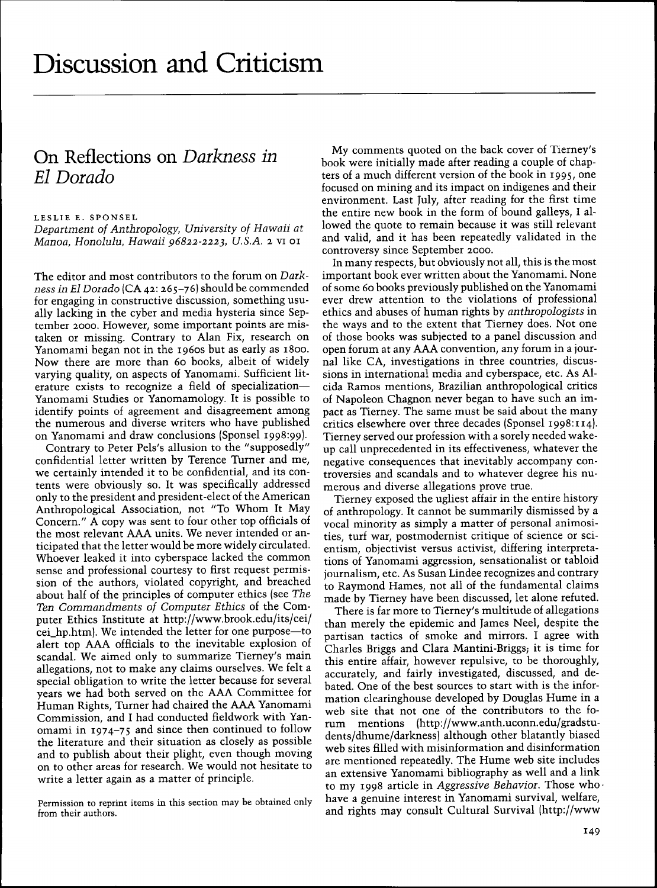# Discussion and Criticism

## On Reflections on *Darkness in El Dorado*

LESLIE E. SPONSEL
*Department of Anthropology, University of Hawaii at Manoa, Honolulu, Hawaii 96822-2223, U.S.A.* 2 VI 01

The editor and most contributors to the forum on *Darkness in El Dorado* (CA 42: 265–76) should be commended for engaging in constructive discussion, something usually lacking in the cyber and media hysteria since September 2000. However, some important points are mistaken or missing. Contrary to Alan Fix, research on Yanomami began not in the 1960s but as early as 1800. Now there are more than 60 books, albeit of widely varying quality, on aspects of Yanomami. Sufficient literature exists to recognize a field of specialization—Yanomami Studies or Yanomamology. It is possible to identify points of agreement and disagreement among the numerous and diverse writers who have published on Yanomami and draw conclusions (Sponsel 1998:99).

Contrary to Peter Pels's allusion to the "supposedly" confidential letter written by Terence Turner and me, we certainly intended it to be confidential, and its contents were obviously so. It was specifically addressed only to the president and president-elect of the American Anthropological Association, not "To Whom It May Concern." A copy was sent to four other top officials of the most relevant AAA units. We never intended or anticipated that the letter would be more widely circulated. Whoever leaked it into cyberspace lacked the common sense and professional courtesy to first request permission of the authors, violated copyright, and breached about half of the principles of computer ethics (see *The Ten Commandments of Computer Ethics* of the Computer Ethics Institute at http://www.brook.edu/its/cei/cei_hp.htm). We intended the letter for one purpose—to alert top AAA officials to the inevitable explosion of scandal. We aimed only to summarize Tierney's main allegations, not to make any claims ourselves. We felt a special obligation to write the letter because for several years we had both served on the AAA Committee for Human Rights, Turner had chaired the AAA Yanomami Commission, and I had conducted fieldwork with Yanomami in 1974–75 and since then continued to follow the literature and their situation as closely as possible and to publish about their plight, even though moving on to other areas for research. We would not hesitate to write a letter again as a matter of principle.

My comments quoted on the back cover of Tierney's book were initially made after reading a couple of chapters of a much different version of the book in 1995, one focused on mining and its impact on indigenes and their environment. Last July, after reading for the first time the entire new book in the form of bound galleys, I allowed the quote to remain because it was still relevant and valid, and it has been repeatedly validated in the controversy since September 2000.

In many respects, but obviously not all, this is the most important book ever written about the Yanomami. None of some 60 books previously published on the Yanomami ever drew attention to the violations of professional ethics and abuses of human rights by *anthropologists* in the ways and to the extent that Tierney does. Not one of those books was subjected to a panel discussion and open forum at any AAA convention, any forum in a journal like CA, investigations in three countries, discussions in international media and cyberspace, etc. As Alcida Ramos mentions, Brazilian anthropological critics of Napoleon Chagnon never began to have such an impact as Tierney. The same must be said about the many critics elsewhere over three decades (Sponsel 1998:114). Tierney served our profession with a sorely needed wake-up call unprecedented in its effectiveness, whatever the negative consequences that inevitably accompany controversies and scandals and to whatever degree his numerous and diverse allegations prove true.

Tierney exposed the ugliest affair in the entire history of anthropology. It cannot be summarily dismissed by a vocal minority as simply a matter of personal animosities, turf war, postmodernist critique of science or scientism, objectivist versus activist, differing interpretations of Yanomami aggression, sensationalist or tabloid journalism, etc. As Susan Lindee recognizes and contrary to Raymond Hames, not all of the fundamental claims made by Tierney have been discussed, let alone refuted.

There is far more to Tierney's multitude of allegations than merely the epidemic and James Neel, despite the partisan tactics of smoke and mirrors. I agree with Charles Briggs and Clara Mantini-Briggs; it is time for this entire affair, however repulsive, to be thoroughly, accurately, and fairly investigated, discussed, and debated. One of the best sources to start with is the information clearinghouse developed by Douglas Hume in a web site that not one of the contributors to the forum mentions (http://www.anth.uconn.edu/gradstudents/dhume/darkness) although other blatantly biased web sites filled with misinformation and disinformation are mentioned repeatedly. The Hume web site includes an extensive Yanomami bibliography as well and a link to my 1998 article in *Aggressive Behavior*. Those who have a genuine interest in Yanomami survival, welfare, and rights may consult Cultural Survival (http://www

Permission to reprint items in this section may be obtained only from their authors.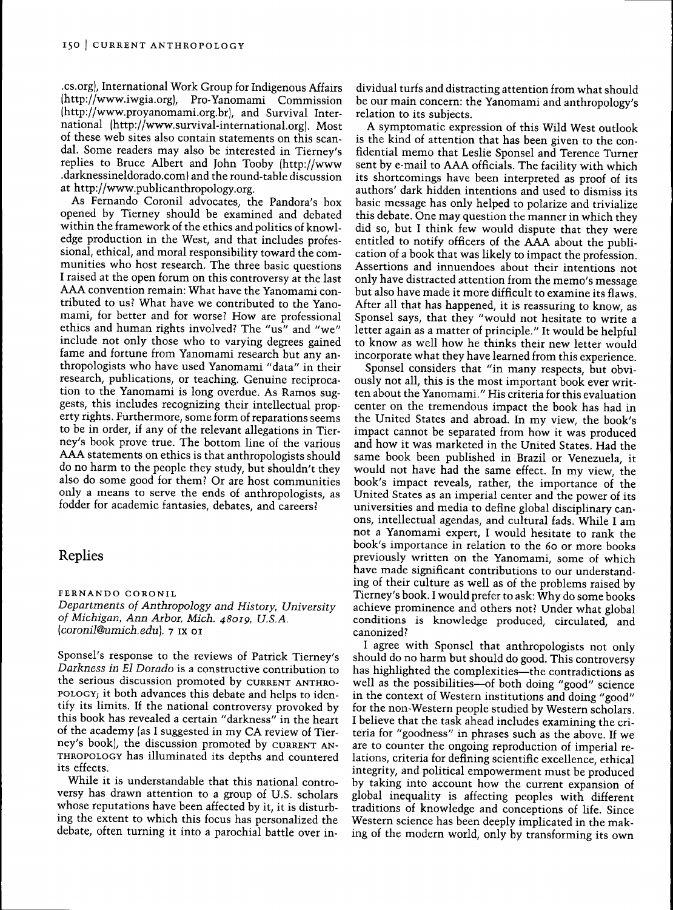.cs.org), International Work Group for Indigenous Affairs (http://www.iwgia.org), Pro-Yanomami Commission (http://www.proyanomami.org.br), and Survival International (http://www.survival-international.org). Most of these web sites also contain statements on this scandal. Some readers may also be interested in Tierney's replies to Bruce Albert and John Tooby (http://www.darknessineldorado.com) and the round-table discussion at http://www.publicanthropology.org.

As Fernando Coronil advocates, the Pandora's box opened by Tierney should be examined and debated within the framework of the ethics and politics of knowledge production in the West, and that includes professional, ethical, and moral responsibility toward the communities who host research. The three basic questions I raised at the open forum on this controversy at the last AAA convention remain: What have the Yanomami contributed to us? What have we contributed to the Yanomami, for better and for worse? How are professional ethics and human rights involved? The "us" and "we" include not only those who to varying degrees gained fame and fortune from Yanomami research but any anthropologists who have used Yanomami "data" in their research, publications, or teaching. Genuine reciprocation to the Yanomami is long overdue. As Ramos suggests, this includes recognizing their intellectual property rights. Furthermore, some form of reparations seems to be in order, if any of the relevant allegations in Tierney's book prove true. The bottom line of the various AAA statements on ethics is that anthropologists should do no harm to the people they study, but shouldn't they also do some good for them? Or are host communities only a means to serve the ends of anthropologists, as fodder for academic fantasies, debates, and careers?

## Replies

FERNANDO CORONIL
*Departments of Anthropology and History, University of Michigan, Ann Arbor, Mich. 48019, U.S.A. (coronil@umich.edu).* 7 IX 01

Sponsel's response to the reviews of Patrick Tierney's *Darkness in El Dorado* is a constructive contribution to the serious discussion promoted by CURRENT ANTHROPOLOGY; it both advances this debate and helps to identify its limits. If the national controversy provoked by this book has revealed a certain "darkness" in the heart of the academy (as I suggested in my CA review of Tierney's book), the discussion promoted by CURRENT ANTHROPOLOGY has illuminated its depths and countered its effects.

While it is understandable that this national controversy has drawn attention to a group of U.S. scholars whose reputations have been affected by it, it is disturbing the extent to which this focus has personalized the debate, often turning it into a parochial battle over individual turfs and distracting attention from what should be our main concern: the Yanomami and anthropology's relation to its subjects.

A symptomatic expression of this Wild West outlook is the kind of attention that has been given to the confidential memo that Leslie Sponsel and Terence Turner sent by e-mail to AAA officials. The facility with which its shortcomings have been interpreted as proof of its authors' dark hidden intentions and used to dismiss its basic message has only helped to polarize and trivialize this debate. One may question the manner in which they did so, but I think few would dispute that they were entitled to notify officers of the AAA about the publication of a book that was likely to impact the profession. Assertions and innuendoes about their intentions not only have distracted attention from the memo's message but also have made it more difficult to examine its flaws. After all that has happened, it is reassuring to know, as Sponsel says, that they "would not hesitate to write a letter again as a matter of principle." It would be helpful to know as well how he thinks their new letter would incorporate what they have learned from this experience.

Sponsel considers that "in many respects, but obviously not all, this is the most important book ever written about the Yanomami." His criteria for this evaluation center on the tremendous impact the book has had in the United States and abroad. In my view, the book's impact cannot be separated from how it was produced and how it was marketed in the United States. Had the same book been published in Brazil or Venezuela, it would not have had the same effect. In my view, the book's impact reveals, rather, the importance of the United States as an imperial center and the power of its universities and media to define global disciplinary canons, intellectual agendas, and cultural fads. While I am not a Yanomami expert, I would hesitate to rank the book's importance in relation to the 60 or more books previously written on the Yanomami, some of which have made significant contributions to our understanding of their culture as well as of the problems raised by Tierney's book. I would prefer to ask: Why do some books achieve prominence and others not? Under what global conditions is knowledge produced, circulated, and canonized?

I agree with Sponsel that anthropologists not only should do no harm but should do good. This controversy has highlighted the complexities—the contradictions as well as the possibilities—of both doing "good" science in the context of Western institutions and doing "good" for the non-Western people studied by Western scholars. I believe that the task ahead includes examining the criteria for "goodness" in phrases such as the above. If we are to counter the ongoing reproduction of imperial relations, criteria for defining scientific excellence, ethical integrity, and political empowerment must be produced by taking into account how the current expansion of global inequality is affecting peoples with different traditions of knowledge and conceptions of life. Since Western science has been deeply implicated in the making of the modern world, only by transforming its own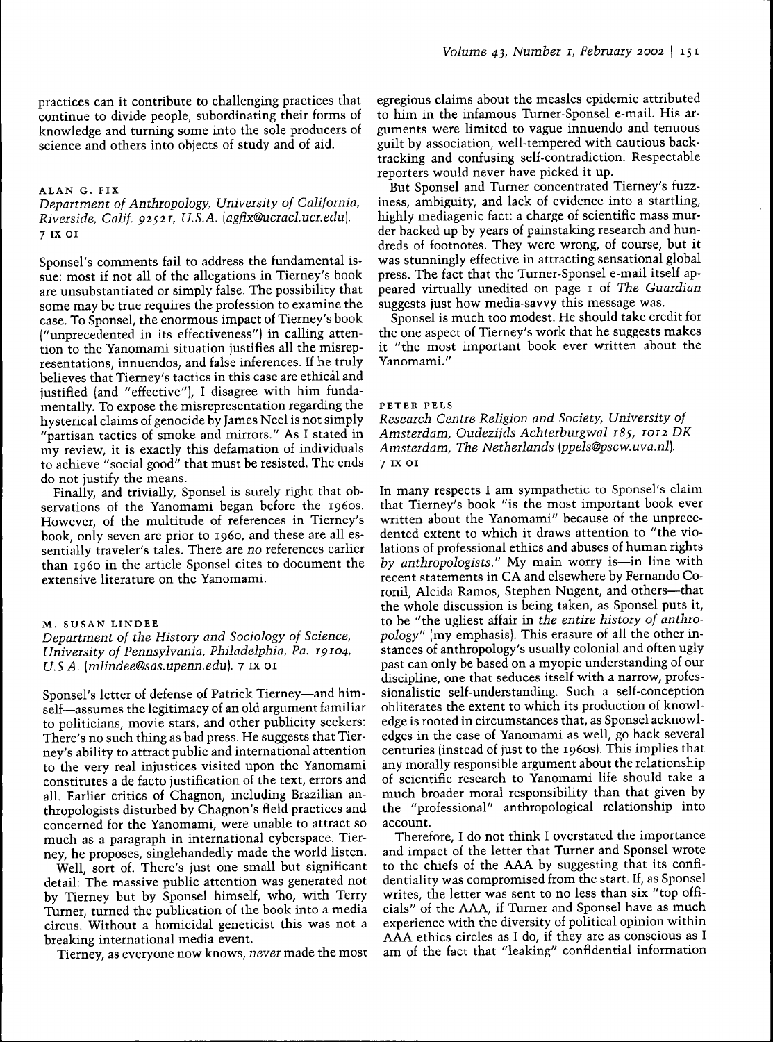practices can it contribute to challenging practices that continue to divide people, subordinating their forms of knowledge and turning some into the sole producers of science and others into objects of study and of aid.

### ALAN G. FIX

*Department of Anthropology, University of California, Riverside, Calif. 92521, U.S.A. (agfix@ucracl.ucr.edu).* 7 IX 01

Sponsel's comments fail to address the fundamental issue: most if not all of the allegations in Tierney's book are unsubstantiated or simply false. The possibility that some may be true requires the profession to examine the case. To Sponsel, the enormous impact of Tierney's book ("unprecedented in its effectiveness") in calling attention to the Yanomami situation justifies all the misrepresentations, innuendos, and false inferences. If he truly believes that Tierney's tactics in this case are ethical and justified (and "effective"), I disagree with him fundamentally. To expose the misrepresentation regarding the hysterical claims of genocide by James Neel is not simply "partisan tactics of smoke and mirrors." As I stated in my review, it is exactly this defamation of individuals to achieve "social good" that must be resisted. The ends do not justify the means.

Finally, and trivially, Sponsel is surely right that observations of the Yanomami began before the 1960s. However, of the multitude of references in Tierney's book, only seven are prior to 1960, and these are all essentially traveler's tales. There are *no* references earlier than 1960 in the article Sponsel cites to document the extensive literature on the Yanomami.

### M. SUSAN LINDEE

*Department of the History and Sociology of Science, University of Pennsylvania, Philadelphia, Pa. 19104, U.S.A. (mlindee@sas.upenn.edu).* 7 IX 01

Sponsel's letter of defense of Patrick Tierney—and himself—assumes the legitimacy of an old argument familiar to politicians, movie stars, and other publicity seekers: There's no such thing as bad press. He suggests that Tierney's ability to attract public and international attention to the very real injustices visited upon the Yanomami constitutes a de facto justification of the text, errors and all. Earlier critics of Chagnon, including Brazilian anthropologists disturbed by Chagnon's field practices and concerned for the Yanomami, were unable to attract so much as a paragraph in international cyberspace. Tierney, he proposes, singlehandedly made the world listen.

Well, sort of. There's just one small but significant detail: The massive public attention was generated not by Tierney but by Sponsel himself, who, with Terry Turner, turned the publication of the book into a media circus. Without a homicidal geneticist this was not a breaking international media event.

Tierney, as everyone now knows, *never* made the most egregious claims about the measles epidemic attributed to him in the infamous Turner-Sponsel e-mail. His arguments were limited to vague innuendo and tenuous guilt by association, well-tempered with cautious backtracking and confusing self-contradiction. Respectable reporters would never have picked it up.

But Sponsel and Turner concentrated Tierney's fuzziness, ambiguity, and lack of evidence into a startling, highly mediagenic fact: a charge of scientific mass murder backed up by years of painstaking research and hundreds of footnotes. They were wrong, of course, but it was stunningly effective in attracting sensational global press. The fact that the Turner-Sponsel e-mail itself appeared virtually unedited on page 1 of *The Guardian* suggests just how media-savvy this message was.

Sponsel is much too modest. He should take credit for the one aspect of Tierney's work that he suggests makes it "the most important book ever written about the Yanomami."

### PETER PELS

*Research Centre Religion and Society, University of Amsterdam, Oudezijds Achterburgwal 185, 1012 DK Amsterdam, The Netherlands (ppels@pscw.uva.nl).* 7 IX 01

In many respects I am sympathetic to Sponsel's claim that Tierney's book "is the most important book ever written about the Yanomami" because of the unprecedented extent to which it draws attention to "the violations of professional ethics and abuses of human rights *by anthropologists*." My main worry is—in line with recent statements in CA and elsewhere by Fernando Coronil, Alcida Ramos, Stephen Nugent, and others—that the whole discussion is being taken, as Sponsel puts it, to be "the ugliest affair in *the entire history of anthropology*" (my emphasis). This erasure of all the other instances of anthropology's usually colonial and often ugly past can only be based on a myopic understanding of our discipline, one that seduces itself with a narrow, professionalistic self-understanding. Such a self-conception obliterates the extent to which its production of knowledge is rooted in circumstances that, as Sponsel acknowledges in the case of Yanomami as well, go back several centuries (instead of just to the 1960s). This implies that any morally responsible argument about the relationship of scientific research to Yanomami life should take a much broader moral responsibility than that given by the "professional" anthropological relationship into account.

Therefore, I do not think I overstated the importance and impact of the letter that Turner and Sponsel wrote to the chiefs of the AAA by suggesting that its confidentiality was compromised from the start. If, as Sponsel writes, the letter was sent to no less than six "top officials" of the AAA, if Turner and Sponsel have as much experience with the diversity of political opinion within AAA ethics circles as I do, if they are as conscious as I am of the fact that "leaking" confidential information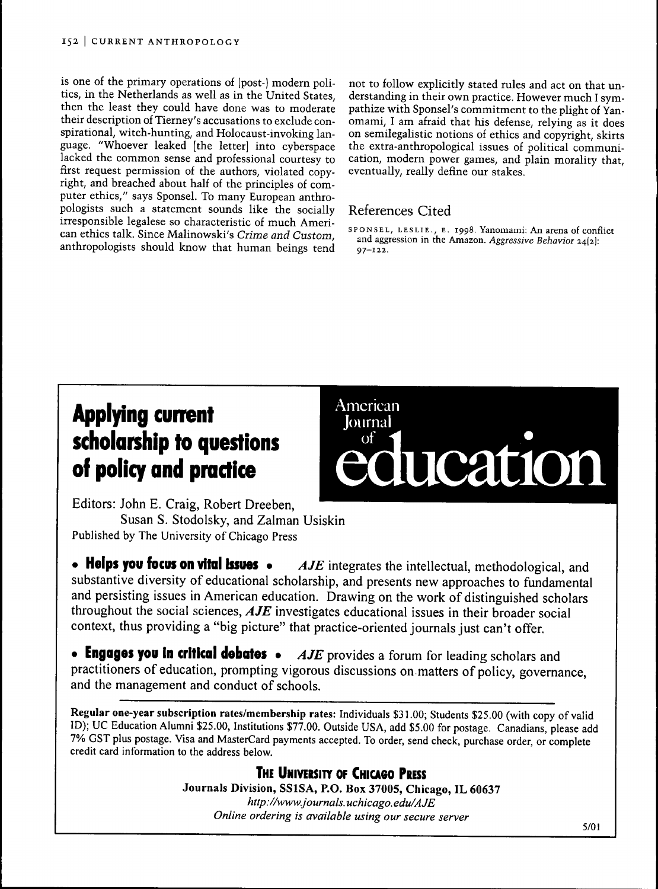is one of the primary operations of (post-) modern politics, in the Netherlands as well as in the United States, then the least they could have done was to moderate their description of Tierney's accusations to exclude conspirational, witch-hunting, and Holocaust-invoking language. "Whoever leaked [the letter] into cyberspace lacked the common sense and professional courtesy to first request permission of the authors, violated copyright, and breached about half of the principles of computer ethics," says Sponsel. To many European anthropologists such a statement sounds like the socially irresponsible legalese so characteristic of much American ethics talk. Since Malinowski's *Crime and Custom,* anthropologists should know that human beings tend not to follow explicitly stated rules and act on that understanding in their own practice. However much I sympathize with Sponsel's commitment to the plight of Yanomami, I am afraid that his defense, relying as it does on semilegalistic notions of ethics and copyright, skirts the extra-anthropological issues of political communication, modern power games, and plain morality that, eventually, really define our stakes.

## References Cited

SPONSEL, LESLIE., E. 1998. Yanomami: An arena of conflict and aggression in the Amazon. *Aggressive Behavior* 24(2): 97–122.

---

# Applying current scholarship to questions of policy and practice

## American Journal of education

Editors: John E. Craig, Robert Dreeben, Susan S. Stodolsky, and Zalman Usiskin
Published by The University of Chicago Press

• **Helps you focus on vital issues** • *AJE* integrates the intellectual, methodological, and substantive diversity of educational scholarship, and presents new approaches to fundamental and persisting issues in American education. Drawing on the work of distinguished scholars throughout the social sciences, *AJE* investigates educational issues in their broader social context, thus providing a "big picture" that practice-oriented journals just can't offer.

• **Engages you in critical debates** • *AJE* provides a forum for leading scholars and practitioners of education, prompting vigorous discussions on matters of policy, governance, and the management and conduct of schools.

**Regular one-year subscription rates/membership rates:** Individuals $31.00; Students $25.00 (with copy of valid ID); UC Education Alumni $25.00, Institutions $77.00. Outside USA, add $5.00 for postage. Canadians, please add 7% GST plus postage. Visa and MasterCard payments accepted. To order, send check, purchase order, or complete credit card information to the address below.

**THE UNIVERSITY OF CHICAGO PRESS**
**Journals Division, SS1SA, P.O. Box 37005, Chicago, IL 60637**
*http://www.journals.uchicago.edu/AJE*
*Online ordering is available using our secure server*

5/01